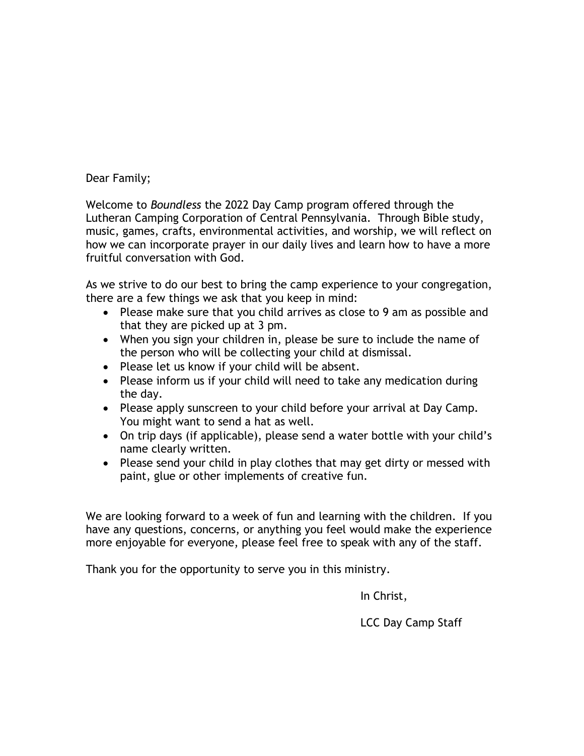Dear Family;

Welcome to *Boundless* the 2022 Day Camp program offered through the Lutheran Camping Corporation of Central Pennsylvania. Through Bible study, music, games, crafts, environmental activities, and worship, we will reflect on how we can incorporate prayer in our daily lives and learn how to have a more fruitful conversation with God.

As we strive to do our best to bring the camp experience to your congregation, there are a few things we ask that you keep in mind:

- Please make sure that you child arrives as close to 9 am as possible and that they are picked up at 3 pm.
- When you sign your children in, please be sure to include the name of the person who will be collecting your child at dismissal.
- Please let us know if your child will be absent.
- Please inform us if your child will need to take any medication during the day.
- Please apply sunscreen to your child before your arrival at Day Camp. You might want to send a hat as well.
- On trip days (if applicable), please send a water bottle with your child's name clearly written.
- Please send your child in play clothes that may get dirty or messed with paint, glue or other implements of creative fun.

We are looking forward to a week of fun and learning with the children. If you have any questions, concerns, or anything you feel would make the experience more enjoyable for everyone, please feel free to speak with any of the staff.

Thank you for the opportunity to serve you in this ministry.

In Christ,

LCC Day Camp Staff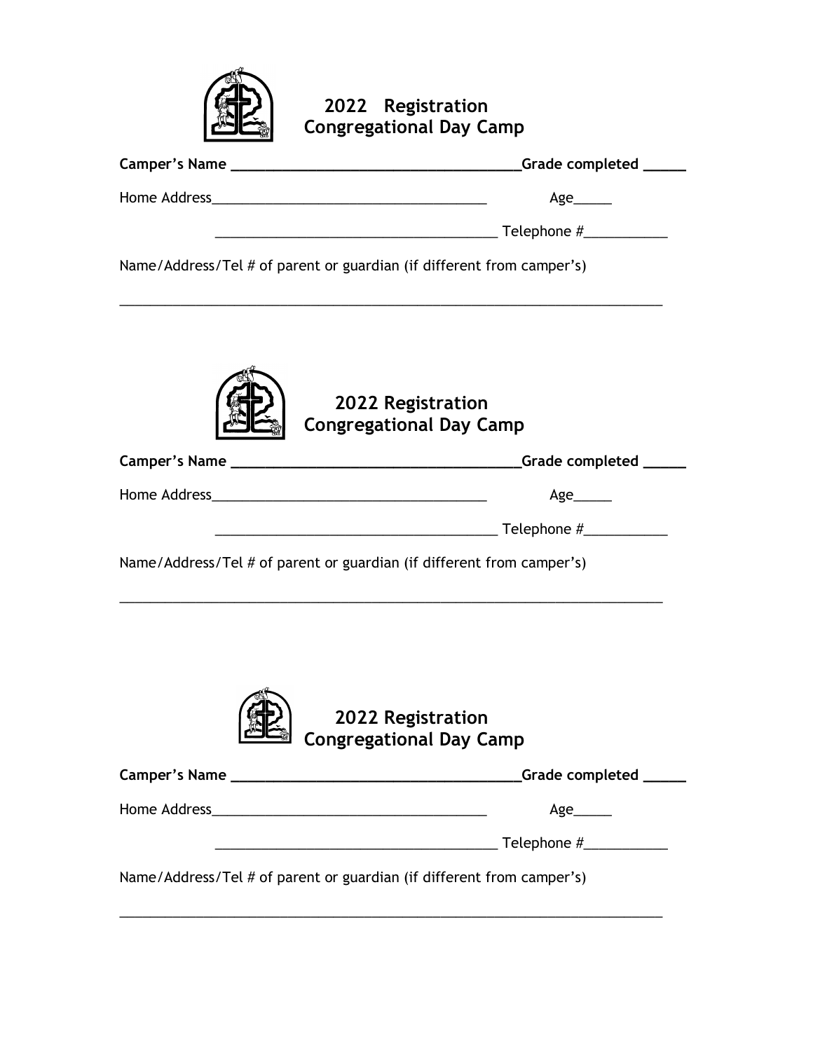## 2022 Registration
## Congregational Day Camp

**Camper's Name** ____________________________________**Grade completed** _____

Home Address___________________________________ Age_____

____________________________________ Telephone #___________

Name/Address/Tel # of parent or guardian (if different from camper's)

______________________________________________________________________

## 2022 Registration
## Congregational Day Camp

**Camper's Name** ____________________________________**Grade completed** _____

Home Address___________________________________ Age_____

____________________________________ Telephone #___________

Name/Address/Tel # of parent or guardian (if different from camper's)

______________________________________________________________________

## 2022 Registration
## Congregational Day Camp

**Camper's Name** ____________________________________**Grade completed** _____

Home Address___________________________________ Age_____

____________________________________ Telephone #___________

Name/Address/Tel # of parent or guardian (if different from camper's)

______________________________________________________________________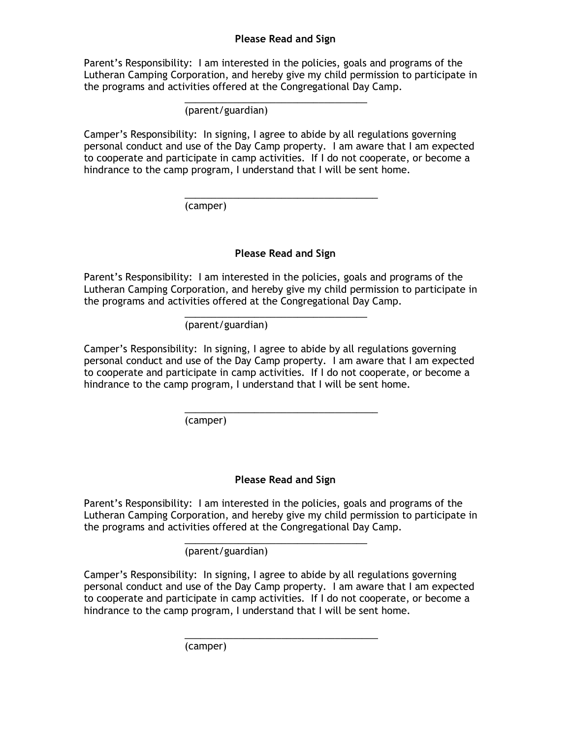**Please Read and Sign**

Parent's Responsibility: I am interested in the policies, goals and programs of the Lutheran Camping Corporation, and hereby give my child permission to participate in the programs and activities offered at the Congregational Day Camp.

\_\_\_\_\_\_\_\_\_\_\_\_\_\_\_\_\_\_\_\_\_\_\_\_\_\_\_\_\_\_\_\_\_\_\_\_
(parent/guardian)

Camper's Responsibility: In signing, I agree to abide by all regulations governing personal conduct and use of the Day Camp property. I am aware that I am expected to cooperate and participate in camp activities. If I do not cooperate, or become a hindrance to the camp program, I understand that I will be sent home.

\_\_\_\_\_\_\_\_\_\_\_\_\_\_\_\_\_\_\_\_\_\_\_\_\_\_\_\_\_\_\_\_\_\_\_\_\_\_
(camper)

**Please Read and Sign**

Parent's Responsibility: I am interested in the policies, goals and programs of the Lutheran Camping Corporation, and hereby give my child permission to participate in the programs and activities offered at the Congregational Day Camp.

\_\_\_\_\_\_\_\_\_\_\_\_\_\_\_\_\_\_\_\_\_\_\_\_\_\_\_\_\_\_\_\_\_\_\_\_
(parent/guardian)

Camper's Responsibility: In signing, I agree to abide by all regulations governing personal conduct and use of the Day Camp property. I am aware that I am expected to cooperate and participate in camp activities. If I do not cooperate, or become a hindrance to the camp program, I understand that I will be sent home.

\_\_\_\_\_\_\_\_\_\_\_\_\_\_\_\_\_\_\_\_\_\_\_\_\_\_\_\_\_\_\_\_\_\_\_\_\_\_
(camper)

**Please Read and Sign**

Parent's Responsibility: I am interested in the policies, goals and programs of the Lutheran Camping Corporation, and hereby give my child permission to participate in the programs and activities offered at the Congregational Day Camp.

\_\_\_\_\_\_\_\_\_\_\_\_\_\_\_\_\_\_\_\_\_\_\_\_\_\_\_\_\_\_\_\_\_\_\_\_
(parent/guardian)

Camper's Responsibility: In signing, I agree to abide by all regulations governing personal conduct and use of the Day Camp property. I am aware that I am expected to cooperate and participate in camp activities. If I do not cooperate, or become a hindrance to the camp program, I understand that I will be sent home.

\_\_\_\_\_\_\_\_\_\_\_\_\_\_\_\_\_\_\_\_\_\_\_\_\_\_\_\_\_\_\_\_\_\_\_\_\_\_
(camper)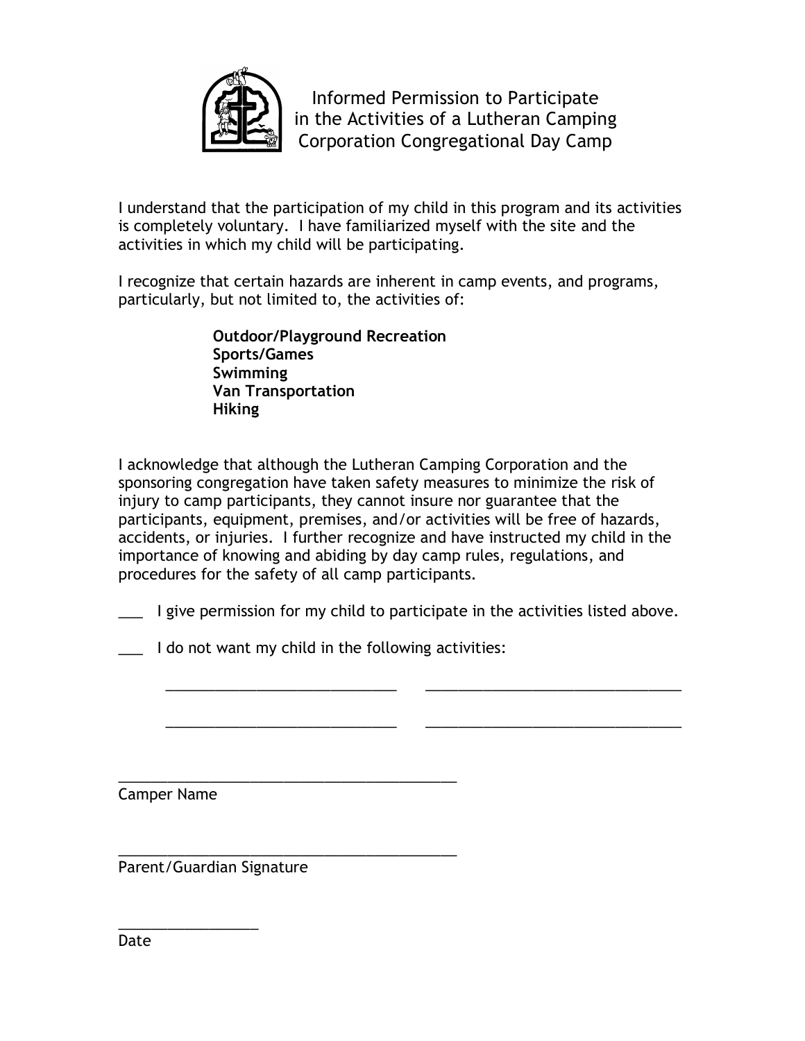# Informed Permission to Participate in the Activities of a Lutheran Camping Corporation Congregational Day Camp

I understand that the participation of my child in this program and its activities is completely voluntary. I have familiarized myself with the site and the activities in which my child will be participating.

I recognize that certain hazards are inherent in camp events, and programs, particularly, but not limited to, the activities of:

**Outdoor/Playground Recreation**
**Sports/Games**
**Swimming**
**Van Transportation**
**Hiking**

I acknowledge that although the Lutheran Camping Corporation and the sponsoring congregation have taken safety measures to minimize the risk of injury to camp participants, they cannot insure nor guarantee that the participants, equipment, premises, and/or activities will be free of hazards, accidents, or injuries. I further recognize and have instructed my child in the importance of knowing and abiding by day camp rules, regulations, and procedures for the safety of all camp participants.

___ I give permission for my child to participate in the activities listed above.

___ I do not want my child in the following activities:

____________________________ ______________________________

____________________________ ______________________________

________________________________________
Camper Name

________________________________________
Parent/Guardian Signature

________________
Date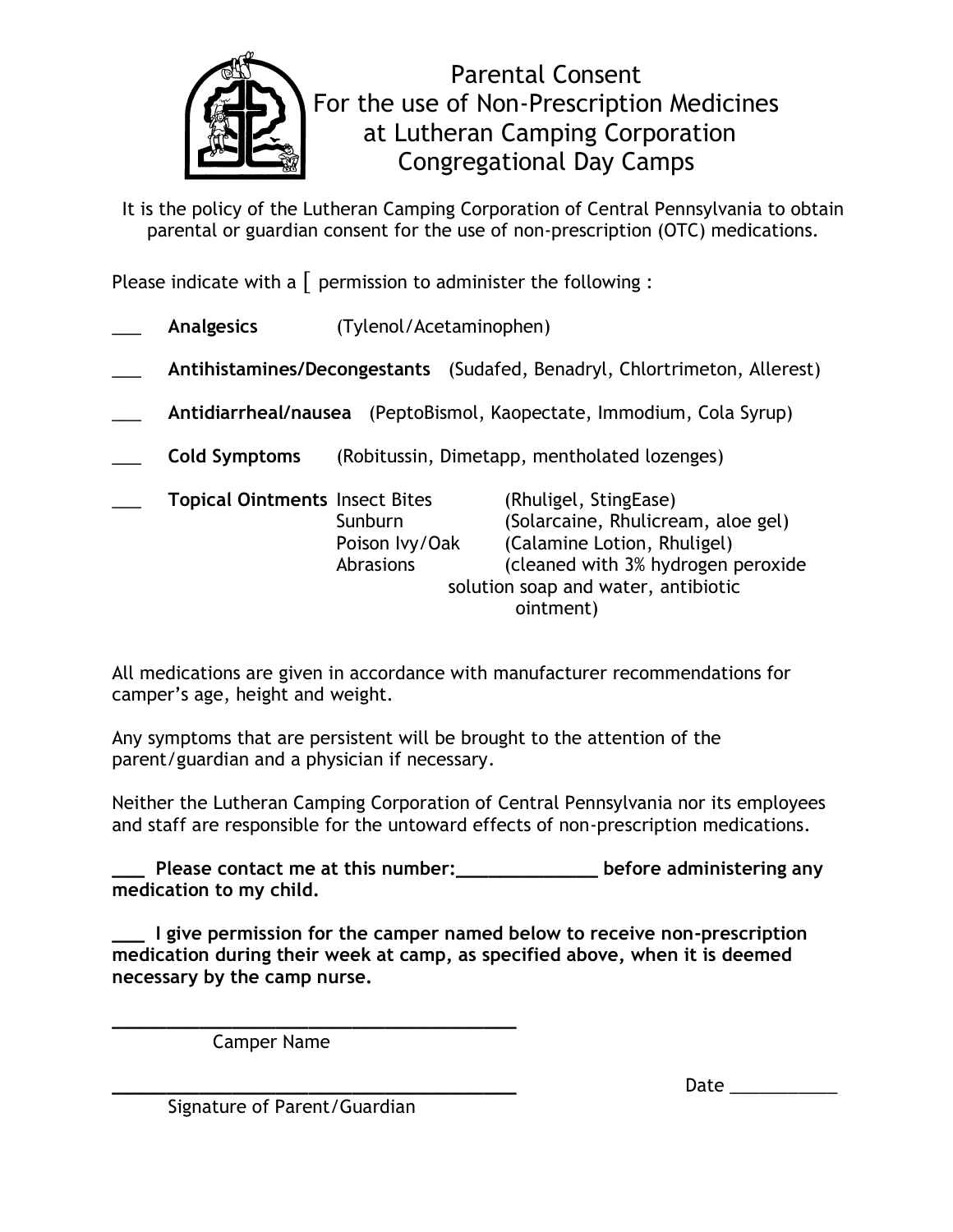# Parental Consent For the use of Non-Prescription Medicines at Lutheran Camping Corporation Congregational Day Camps

It is the policy of the Lutheran Camping Corporation of Central Pennsylvania to obtain parental or guardian consent for the use of non-prescription (OTC) medications.

Please indicate with a [ permission to administer the following :

___ **Analgesics** (Tylenol/Acetaminophen)

___ **Antihistamines/Decongestants** (Sudafed, Benadryl, Chlortrimeton, Allerest)

___ **Antidiarrheal/nausea** (PeptoBismol, Kaopectate, Immodium, Cola Syrup)

___ **Cold Symptoms** (Robitussin, Dimetapp, mentholated lozenges)

___ **Topical Ointments**

| | |
|---|---|
| Insect Bites | (Rhuligel, StingEase) |
| Sunburn | (Solarcaine, Rhulicream, aloe gel) |
| Poison Ivy/Oak | (Calamine Lotion, Rhuligel) |
| Abrasions | (cleaned with 3% hydrogen peroxide solution soap and water, antibiotic ointment) |

All medications are given in accordance with manufacturer recommendations for camper's age, height and weight.

Any symptoms that are persistent will be brought to the attention of the parent/guardian and a physician if necessary.

Neither the Lutheran Camping Corporation of Central Pennsylvania nor its employees and staff are responsible for the untoward effects of non-prescription medications.

**___ Please contact me at this number:______________ before administering any medication to my child.**

**___ I give permission for the camper named below to receive non-prescription medication during their week at camp, as specified above, when it is deemed necessary by the camp nurse.**

________________________________________
Camper Name

________________________________________ Date ___________
Signature of Parent/Guardian